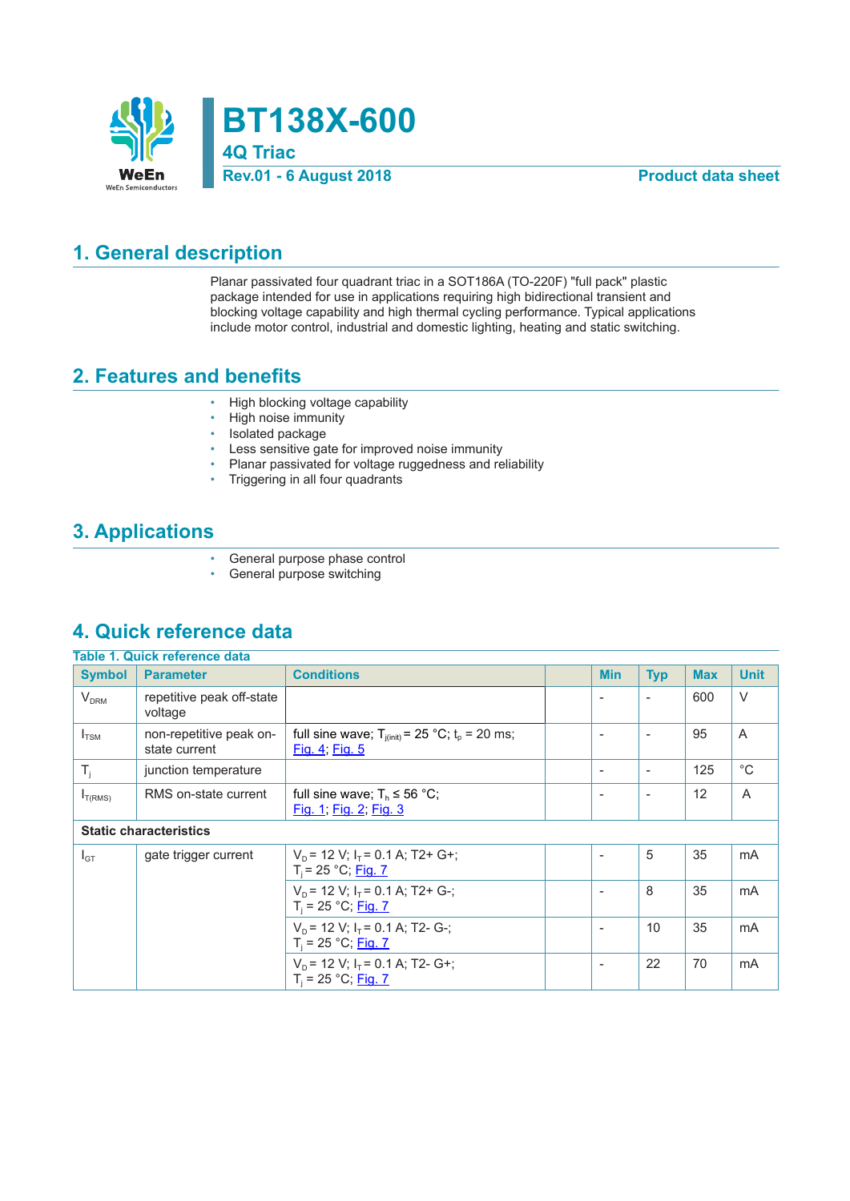# BT138X-600

## 4Q Triac

**Rev.01 - 6 August 2018** **Product data sheet**

## 1. General description

Planar passivated four quadrant triac in a SOT186A (TO-220F) "full pack" plastic package intended for use in applications requiring high bidirectional transient and blocking voltage capability and high thermal cycling performance. Typical applications include motor control, industrial and domestic lighting, heating and static switching.

## 2. Features and benefits

- High blocking voltage capability
- High noise immunity
- Isolated package
- Less sensitive gate for improved noise immunity
- Planar passivated for voltage ruggedness and reliability
- Triggering in all four quadrants

## 3. Applications

- General purpose phase control
- General purpose switching

## 4. Quick reference data

**Table 1. Quick reference data**

| Symbol | Parameter | Conditions | | Min | Typ | Max | Unit |
|---|---|---|---|---|---|---|---|
| $V_{DRM}$ | repetitive peak off-state voltage | | | - | - | 600 | V |
| $I_{TSM}$ | non-repetitive peak on-state current | full sine wave; $T_{j(init)}$ = 25 °C; $t_p$ = 20 ms; Fig. 4; Fig. 5 | | - | - | 95 | A |
| $T_j$ | junction temperature | | | - | - | 125 | °C |
| $I_{T(RMS)}$ | RMS on-state current | full sine wave; $T_h$ ≤ 56 °C; Fig. 1; Fig. 2; Fig. 3 | | - | - | 12 | A |
| **Static characteristics** | | | | | | | |
| $I_{GT}$ | gate trigger current | $V_D$ = 12 V; $I_T$ = 0.1 A; T2+ G+; $T_j$ = 25 °C; Fig. 7 | | - | 5 | 35 | mA |
| | | $V_D$ = 12 V; $I_T$ = 0.1 A; T2+ G-; $T_j$ = 25 °C; Fig. 7 | | - | 8 | 35 | mA |
| | | $V_D$ = 12 V; $I_T$ = 0.1 A; T2- G-; $T_j$ = 25 °C; Fig. 7 | | - | 10 | 35 | mA |
| | | $V_D$ = 12 V; $I_T$ = 0.1 A; T2- G+; $T_j$ = 25 °C; Fig. 7 | | - | 22 | 70 | mA |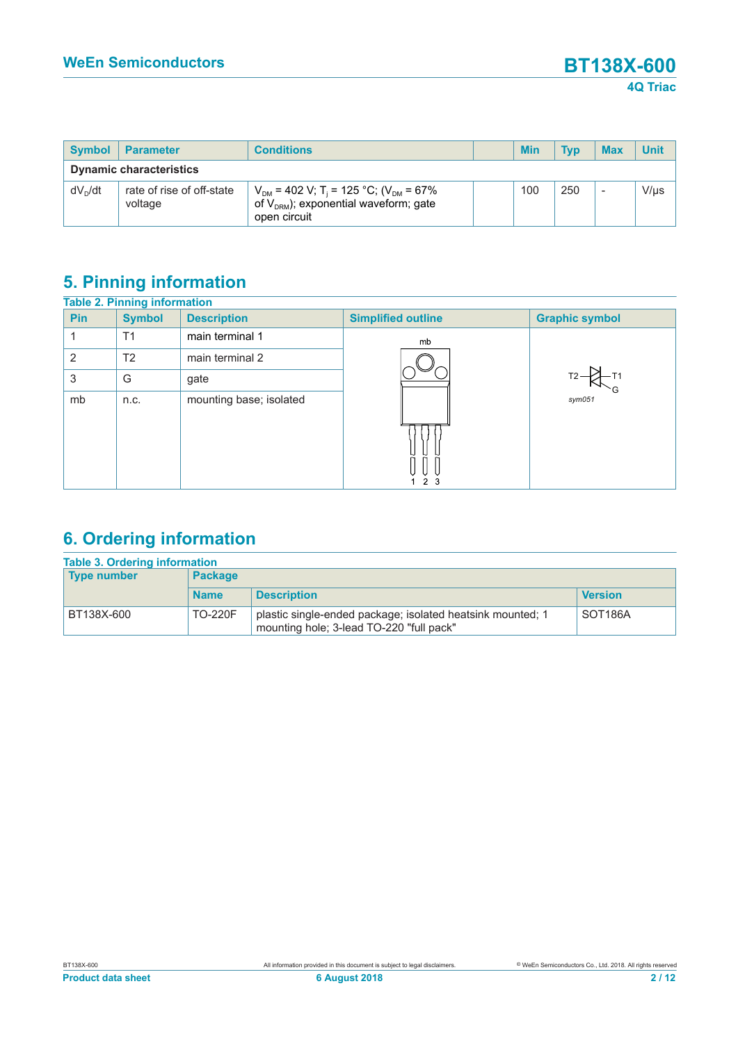| Symbol | Parameter | Conditions | | Min | Typ | Max | Unit |
|---|---|---|---|---|---|---|---|
| **Dynamic characteristics** | | | | | | | |
| $dV_D/dt$ | rate of rise of off-state voltage | $V_{DM}$ = 402 V; $T_j$ = 125 °C; ($V_{DM}$ = 67% of $V_{DRM}$); exponential waveform; gate open circuit | | 100 | 250 | - | V/µs |

## 5. Pinning information

**Table 2. Pinning information**

| Pin | Symbol | Description | Simplified outline | Graphic symbol |
|---|---|---|---|---|
| 1 | T1 | main terminal 1 | | |
| 2 | T2 | main terminal 2 | | |
| 3 | G | gate | | |
| mb | n.c. | mounting base; isolated | | |

## 6. Ordering information

**Table 3. Ordering information**

| Type number | Package | | |
|---|---|---|---|
| | Name | Description | Version |
| BT138X-600 | TO-220F | plastic single-ended package; isolated heatsink mounted; 1 mounting hole; 3-lead TO-220 "full pack" | SOT186A |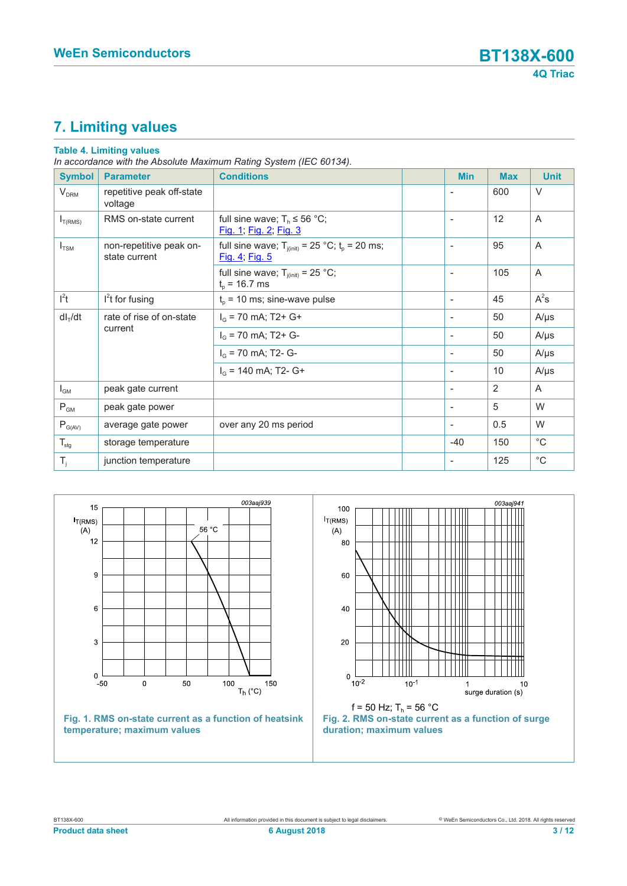# 7. Limiting values

**Table 4. Limiting values**

*In accordance with the Absolute Maximum Rating System (IEC 60134).*

| Symbol | Parameter | Conditions | | Min | Max | Unit |
|---|---|---|---|---|---|---|
| $V_{DRM}$ | repetitive peak off-state voltage | | | - | 600 | V |
| $I_{T(RMS)}$ | RMS on-state current | full sine wave; $T_h \leq 56$ °C; Fig. 1; Fig. 2; Fig. 3 | | - | 12 | A |
| $I_{TSM}$ | non-repetitive peak on-state current | full sine wave; $T_{j(init)} = 25$ °C; $t_p = 20$ ms; Fig. 4; Fig. 5 | | - | 95 | A |
| | | full sine wave; $T_{j(init)} = 25$ °C; $t_p = 16.7$ ms | | - | 105 | A |
| $I^2t$ | $I^2t$ for fusing | $t_p = 10$ ms; sine-wave pulse | | - | 45 | $A^2s$ |
| $dI_T/dt$ | rate of rise of on-state current | $I_G = 70$ mA; T2+ G+ | | - | 50 | A/µs |
| | | $I_G = 70$ mA; T2+ G- | | - | 50 | A/µs |
| | | $I_G = 70$ mA; T2- G- | | - | 50 | A/µs |
| | | $I_G = 140$ mA; T2- G+ | | - | 10 | A/µs |
| $I_{GM}$ | peak gate current | | | - | 2 | A |
| $P_{GM}$ | peak gate power | | | - | 5 | W |
| $P_{G(AV)}$ | average gate power | over any 20 ms period | | - | 0.5 | W |
| $T_{stg}$ | storage temperature | | | -40 | 150 | °C |
| $T_j$ | junction temperature | | | - | 125 | °C |

**Fig. 1. RMS on-state current as a function of heatsink temperature; maximum values**

f = 50 Hz; $T_h$ = 56 °C

**Fig. 2. RMS on-state current as a function of surge duration; maximum values**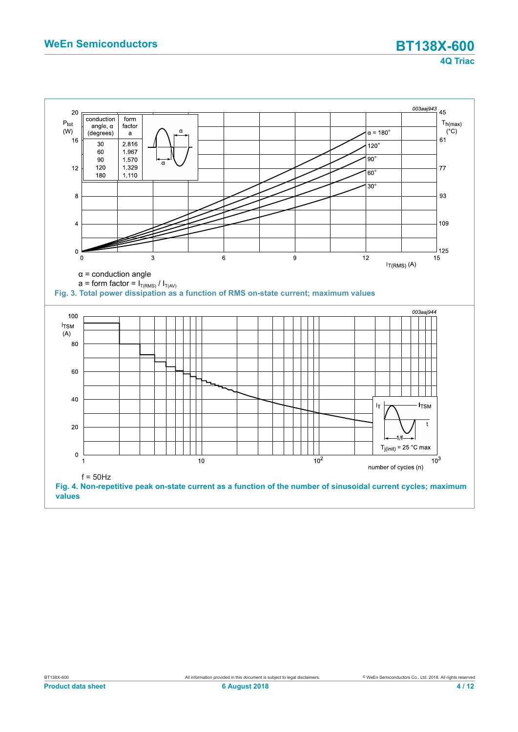| conduction angle, α (degrees) | form factor a |
|---|---|
| 30 | 2.816 |
| 60 | 1.967 |
| 90 | 1.570 |
| 120 | 1.329 |
| 180 | 1.110 |

α = conduction angle

a = form factor = $I_{T(RMS)}$ / $I_{T(AV)}$

**Fig. 3. Total power dissipation as a function of RMS on-state current; maximum values**

$T_{j(init)}$ = 25 °C max

f = 50Hz

**Fig. 4. Non-repetitive peak on-state current as a function of the number of sinusoidal current cycles; maximum values**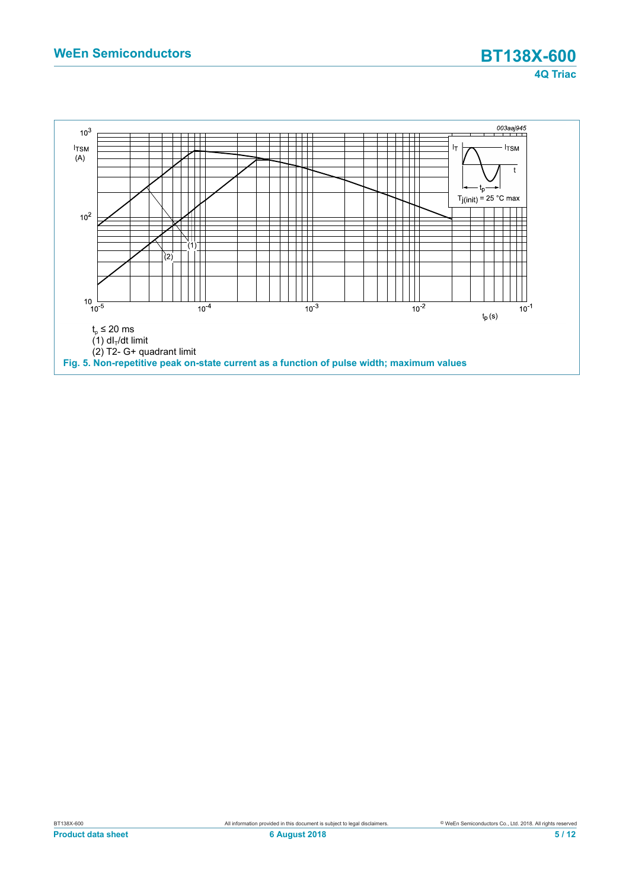$t_p \leq 20$ ms

(1) $dI_T/dt$ limit

(2) T2- G+ quadrant limit

**Fig. 5. Non-repetitive peak on-state current as a function of pulse width; maximum values**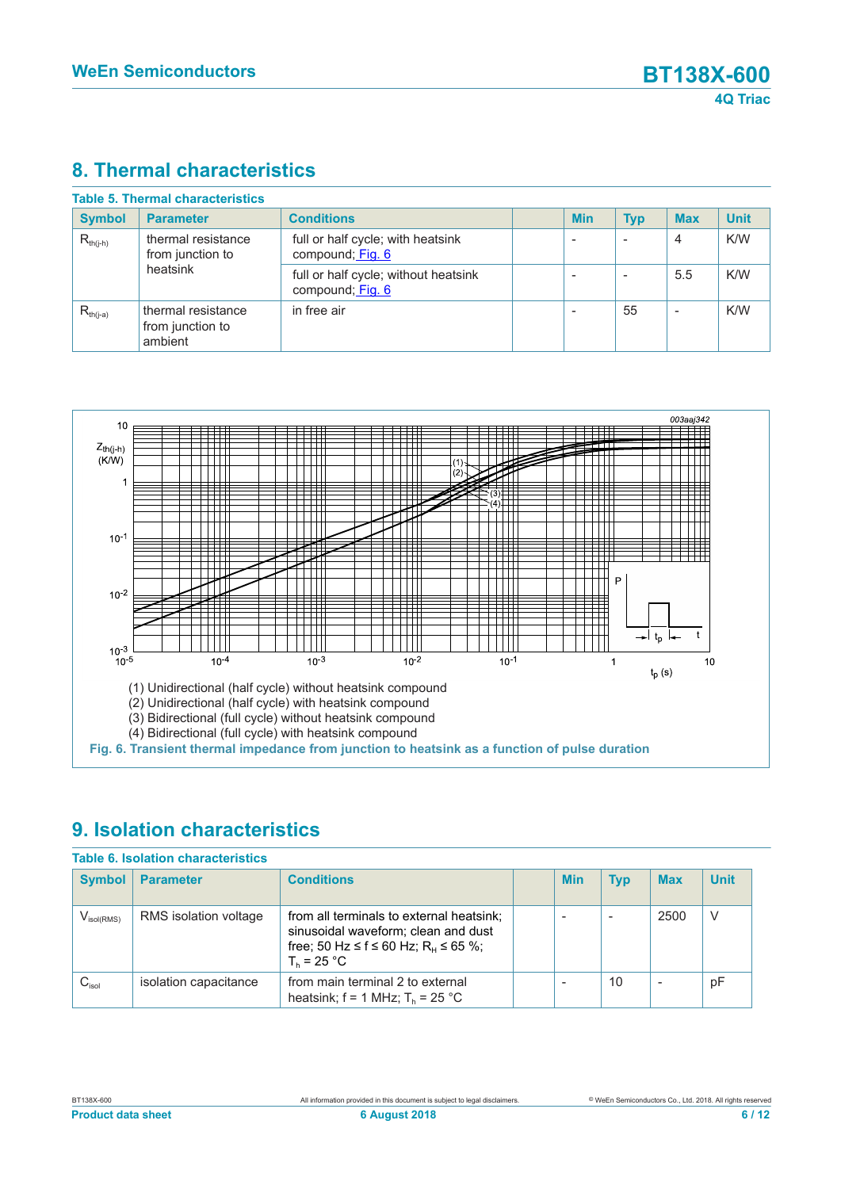## 8. Thermal characteristics

**Table 5. Thermal characteristics**

| Symbol | Parameter | Conditions | | Min | Typ | Max | Unit |
|---|---|---|---|---|---|---|---|
| $R_{th(j-h)}$ | thermal resistance from junction to heatsink | full or half cycle; with heatsink compound; Fig. 6 | | - | - | 4 | K/W |
| | | full or half cycle; without heatsink compound; Fig. 6 | | - | - | 5.5 | K/W |
| $R_{th(j-a)}$ | thermal resistance from junction to ambient | in free air | | - | 55 | - | K/W |

(1) Unidirectional (half cycle) without heatsink compound

(2) Unidirectional (half cycle) with heatsink compound

(3) Bidirectional (full cycle) without heatsink compound

(4) Bidirectional (full cycle) with heatsink compound

**Fig. 6. Transient thermal impedance from junction to heatsink as a function of pulse duration**

## 9. Isolation characteristics

**Table 6. Isolation characteristics**

| Symbol | Parameter | Conditions | | Min | Typ | Max | Unit |
|---|---|---|---|---|---|---|---|
| $V_{isol(RMS)}$ | RMS isolation voltage | from all terminals to external heatsink; sinusoidal waveform; clean and dust free; 50 Hz ≤ f ≤ 60 Hz; $R_H$ ≤ 65 %; $T_h$ = 25 °C | | - | - | 2500 | V |
| $C_{isol}$ | isolation capacitance | from main terminal 2 to external heatsink; f = 1 MHz; $T_h$ = 25 °C | | - | 10 | - | pF |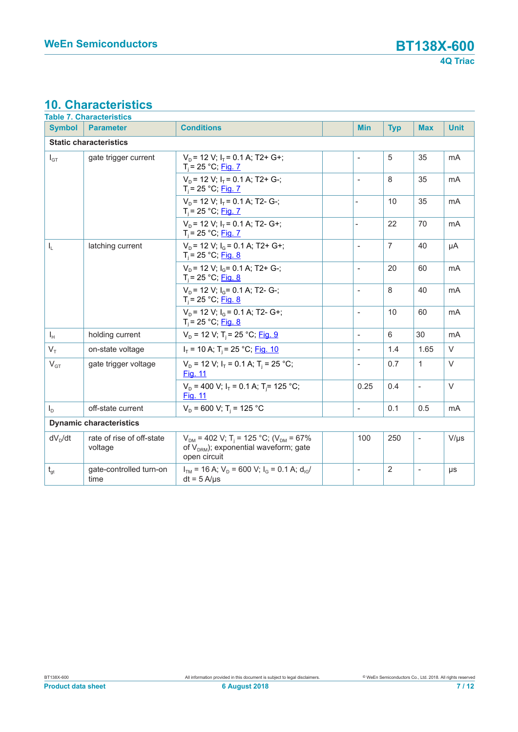## 10. Characteristics

**Table 7. Characteristics**

| Symbol | Parameter | Conditions | | Min | Typ | Max | Unit |
|---|---|---|---|---|---|---|---|
| **Static characteristics** | | | | | | | |
| $I_{GT}$ | gate trigger current | $V_D$ = 12 V; $I_T$ = 0.1 A; T2+ G+; $T_j$ = 25 °C; Fig. 7 | | - | 5 | 35 | mA |
| | | $V_D$ = 12 V; $I_T$ = 0.1 A; T2+ G-; $T_j$ = 25 °C; Fig. 7 | | - | 8 | 35 | mA |
| | | $V_D$ = 12 V; $I_T$ = 0.1 A; T2- G-; $T_j$ = 25 °C; Fig. 7 | | - | 10 | 35 | mA |
| | | $V_D$ = 12 V; $I_T$ = 0.1 A; T2- G+; $T_j$ = 25 °C; Fig. 7 | | - | 22 | 70 | mA |
| $I_L$ | latching current | $V_D$ = 12 V; $I_G$ = 0.1 A; T2+ G+; $T_j$ = 25 °C; Fig. 8 | | - | 7 | 40 | μA |
| | | $V_D$ = 12 V; $I_G$ = 0.1 A; T2+ G-; $T_j$ = 25 °C; Fig. 8 | | - | 20 | 60 | mA |
| | | $V_D$ = 12 V; $I_G$ = 0.1 A; T2- G-; $T_j$ = 25 °C; Fig. 8 | | - | 8 | 40 | mA |
| | | $V_D$ = 12 V; $I_G$ = 0.1 A; T2- G+; $T_j$ = 25 °C; Fig. 8 | | - | 10 | 60 | mA |
| $I_H$ | holding current | $V_D$ = 12 V; $T_j$ = 25 °C; Fig. 9 | | - | 6 | 30 | mA |
| $V_T$ | on-state voltage | $I_T$ = 10 A; $T_j$ = 25 °C; Fig. 10 | | - | 1.4 | 1.65 | V |
| $V_{GT}$ | gate trigger voltage | $V_D$ = 12 V; $I_T$ = 0.1 A; $T_j$ = 25 °C; Fig. 11 | | - | 0.7 | 1 | V |
| | | $V_D$ = 400 V; $I_T$ = 0.1 A; $T_j$= 125 °C; Fig. 11 | | 0.25 | 0.4 | - | V |
| $I_D$ | off-state current | $V_D$ = 600 V; $T_j$ = 125 °C | | - | 0.1 | 0.5 | mA |
| **Dynamic characteristics** | | | | | | | |
| $dV_D/dt$ | rate of rise of off-state voltage | $V_{DM}$ = 402 V; $T_j$ = 125 °C; ($V_{DM}$ = 67% of $V_{DRM}$); exponential waveform; gate open circuit | | 100 | 250 | - | V/μs |
| $t_{gt}$ | gate-controlled turn-on time | $I_{TM}$ = 16 A; $V_D$ = 600 V; $I_G$ = 0.1 A; $dI_G/dt$ = 5 A/μs | | - | 2 | - | μs |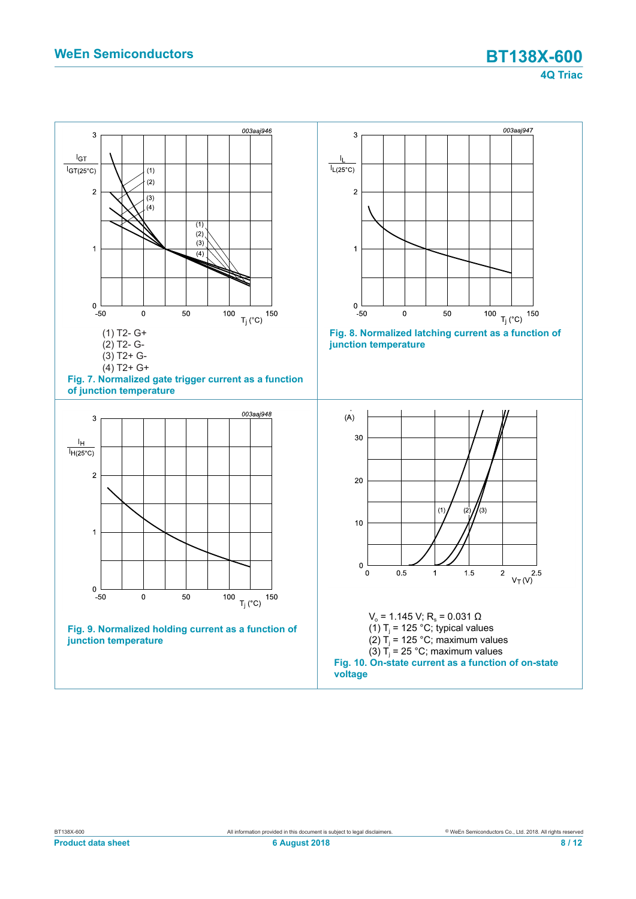(1) T2- G+
(2) T2- G-
(3) T2+ G-
(4) T2+ G+

**Fig. 7. Normalized gate trigger current as a function of junction temperature**

**Fig. 8. Normalized latching current as a function of junction temperature**

**Fig. 9. Normalized holding current as a function of junction temperature**

$V_o$ = 1.145 V; $R_s$ = 0.031 Ω
(1) $T_j$ = 125 °C; typical values
(2) $T_j$ = 125 °C; maximum values
(3) $T_j$ = 25 °C; maximum values

**Fig. 10. On-state current as a function of on-state voltage**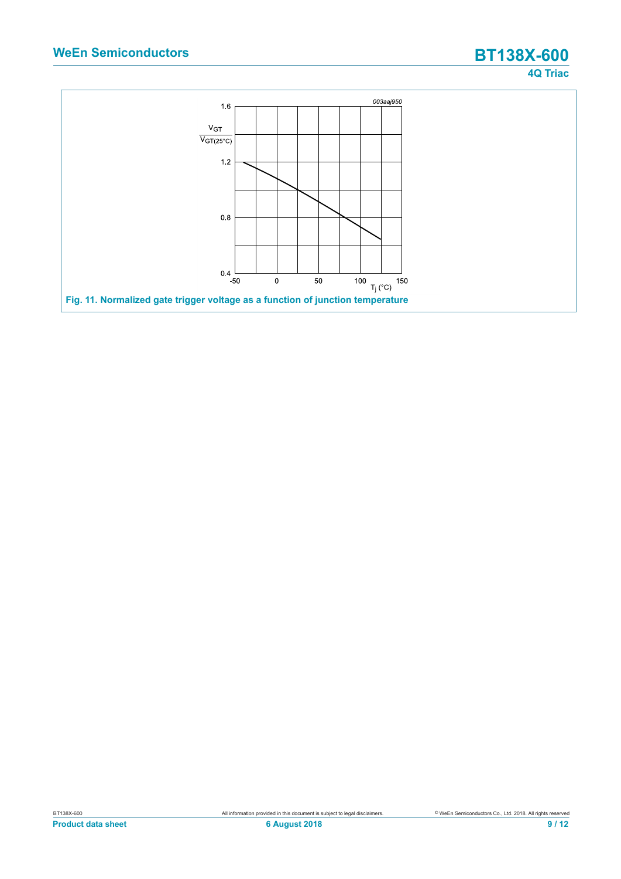Fig. 11. Normalized gate trigger voltage as a function of junction temperature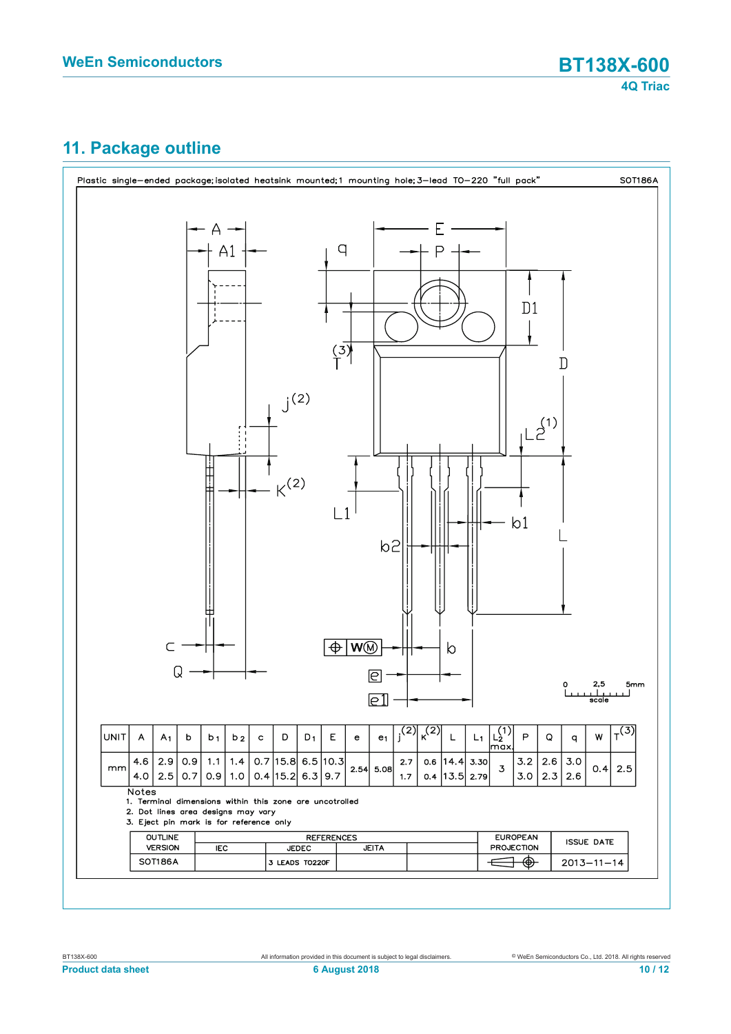## 11. Package outline

Plastic single-ended package; isolated heatsink mounted; 1 mounting hole; 3-lead TO-220 "full pack"

SOT186A

| UNIT | A | $A_1$ | b | $b_1$ | $b_2$ | c | D | $D_1$ | E | e | $e_1$ | j[(2)] | K[(2)] | L | $L_1$ | $L_2$[(1)] max. | P | Q | q | W | T[(3)] |
|---|---|---|---|---|---|---|---|---|---|---|---|---|---|---|---|---|---|---|---|---|---|
| mm | 4.6<br>4.0 | 2.9<br>2.5 | 0.9<br>0.7 | 1.1<br>0.9 | 1.4<br>1.0 | 0.7<br>0.4 | 15.8<br>15.2 | 6.5<br>6.3 | 10.3<br>9.7 | 2.54 | 5.08 | 2.7<br>1.7 | 0.6<br>0.4 | 14.4<br>13.5 | 3.30<br>2.79 | 3 | 3.2<br>3.0 | 2.6<br>2.3 | 3.0<br>2.6 | 0.4 | 2.5 |

Notes

1. Terminal dimensions within this zone are uncontrolled
2. Dot lines area designs may vary
3. Eject pin mark is for reference only

| OUTLINE VERSION | REFERENCES IEC | JEDEC | JEITA | | EUROPEAN PROJECTION | ISSUE DATE |
|---|---|---|---|---|---|---|
| SOT186A | | 3 LEADS TO220F | | | | 2013-11-14 |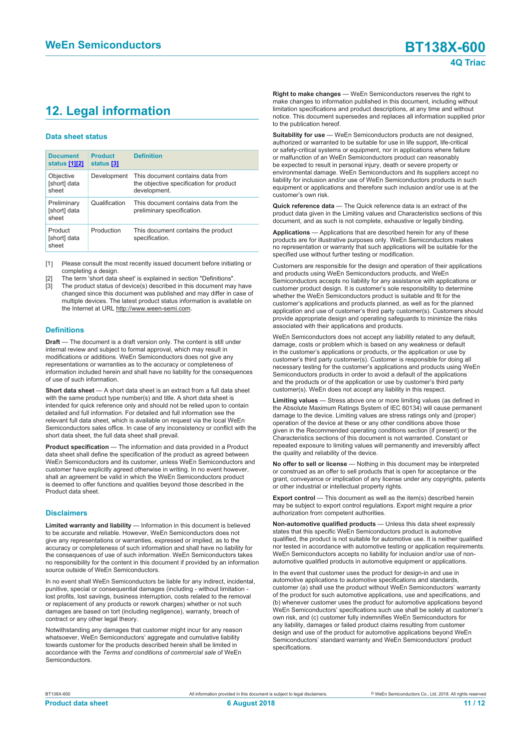# 12. Legal information

### Data sheet status

| Document status [1][2] | Product status [3] | Definition |
|---|---|---|
| Objective [short] data sheet | Development | This document contains data from the objective specification for product development. |
| Preliminary [short] data sheet | Qualification | This document contains data from the preliminary specification. |
| Product [short] data sheet | Production | This document contains the product specification. |

[1] Please consult the most recently issued document before initiating or completing a design.
[2] The term 'short data sheet' is explained in section "Definitions".
[3] The product status of device(s) described in this document may have changed since this document was published and may differ in case of multiple devices. The latest product status information is available on the Internet at URL http://www.ween-semi.com.

### Definitions

**Draft** — The document is a draft version only. The content is still under internal review and subject to formal approval, which may result in modifications or additions. WeEn Semiconductors does not give any representations or warranties as to the accuracy or completeness of information included herein and shall have no liability for the consequences of use of such information.

**Short data sheet** — A short data sheet is an extract from a full data sheet with the same product type number(s) and title. A short data sheet is intended for quick reference only and should not be relied upon to contain detailed and full information. For detailed and full information see the relevant full data sheet, which is available on request via the local WeEn Semiconductors sales office. In case of any inconsistency or conflict with the short data sheet, the full data sheet shall prevail.

**Product specification** — The information and data provided in a Product data sheet shall define the specification of the product as agreed between WeEn Semiconductors and its customer, unless WeEn Semiconductors and customer have explicitly agreed otherwise in writing. In no event however, shall an agreement be valid in which the WeEn Semiconductors product is deemed to offer functions and qualities beyond those described in the Product data sheet.

### Disclaimers

**Limited warranty and liability** — Information in this document is believed to be accurate and reliable. However, WeEn Semiconductors does not give any representations or warranties, expressed or implied, as to the accuracy or completeness of such information and shall have no liability for the consequences of use of such information. WeEn Semiconductors takes no responsibility for the content in this document if provided by an information source outside of WeEn Semiconductors.

In no event shall WeEn Semiconductors be liable for any indirect, incidental, punitive, special or consequential damages (including - without limitation - lost profits, lost savings, business interruption, costs related to the removal or replacement of any products or rework charges) whether or not such damages are based on tort (including negligence), warranty, breach of contract or any other legal theory.

Notwithstanding any damages that customer might incur for any reason whatsoever, WeEn Semiconductors' aggregate and cumulative liability towards customer for the products described herein shall be limited in accordance with the *Terms and conditions of commercial sale* of WeEn Semiconductors.

**Right to make changes** — WeEn Semiconductors reserves the right to make changes to information published in this document, including without limitation specifications and product descriptions, at any time and without notice. This document supersedes and replaces all information supplied prior to the publication hereof.

**Suitability for use** — WeEn Semiconductors products are not designed, authorized or warranted to be suitable for use in life support, life-critical or safety-critical systems or equipment, nor in applications where failure or malfunction of an WeEn Semiconductors product can reasonably be expected to result in personal injury, death or severe property or environmental damage. WeEn Semiconductors and its suppliers accept no liability for inclusion and/or use of WeEn Semiconductors products in such equipment or applications and therefore such inclusion and/or use is at the customer's own risk.

**Quick reference data** — The Quick reference data is an extract of the product data given in the Limiting values and Characteristics sections of this document, and as such is not complete, exhaustive or legally binding.

**Applications** — Applications that are described herein for any of these products are for illustrative purposes only. WeEn Semiconductors makes no representation or warranty that such applications will be suitable for the specified use without further testing or modification.

Customers are responsible for the design and operation of their applications and products using WeEn Semiconductors products, and WeEn Semiconductors accepts no liability for any assistance with applications or customer product design. It is customer's sole responsibility to determine whether the WeEn Semiconductors product is suitable and fit for the customer's applications and products planned, as well as for the planned application and use of customer's third party customer(s). Customers should provide appropriate design and operating safeguards to minimize the risks associated with their applications and products.

WeEn Semiconductors does not accept any liability related to any default, damage, costs or problem which is based on any weakness or default in the customer's applications or products, or the application or use by customer's third party customer(s). Customer is responsible for doing all necessary testing for the customer's applications and products using WeEn Semiconductors products in order to avoid a default of the applications and the products or of the application or use by customer's third party customer(s). WeEn does not accept any liability in this respect.

**Limiting values** — Stress above one or more limiting values (as defined in the Absolute Maximum Ratings System of IEC 60134) will cause permanent damage to the device. Limiting values are stress ratings only and (proper) operation of the device at these or any other conditions above those given in the Recommended operating conditions section (if present) or the Characteristics sections of this document is not warranted. Constant or repeated exposure to limiting values will permanently and irreversibly affect the quality and reliability of the device.

**No offer to sell or license** — Nothing in this document may be interpreted or construed as an offer to sell products that is open for acceptance or the grant, conveyance or implication of any license under any copyrights, patents or other industrial or intellectual property rights.

**Export control** — This document as well as the item(s) described herein may be subject to export control regulations. Export might require a prior authorization from competent authorities.

**Non-automotive qualified products** — Unless this data sheet expressly states that this specific WeEn Semiconductors product is automotive qualified, the product is not suitable for automotive use. It is neither qualified nor tested in accordance with automotive testing or application requirements. WeEn Semiconductors accepts no liability for inclusion and/or use of non-automotive qualified products in automotive equipment or applications.

In the event that customer uses the product for design-in and use in automotive applications to automotive specifications and standards, customer (a) shall use the product without WeEn Semiconductors' warranty of the product for such automotive applications, use and specifications, and (b) whenever customer uses the product for automotive applications beyond WeEn Semiconductors' specifications such use shall be solely at customer's own risk, and (c) customer fully indemnifies WeEn Semiconductors for any liability, damages or failed product claims resulting from customer design and use of the product for automotive applications beyond WeEn Semiconductors' standard warranty and WeEn Semiconductors' product specifications.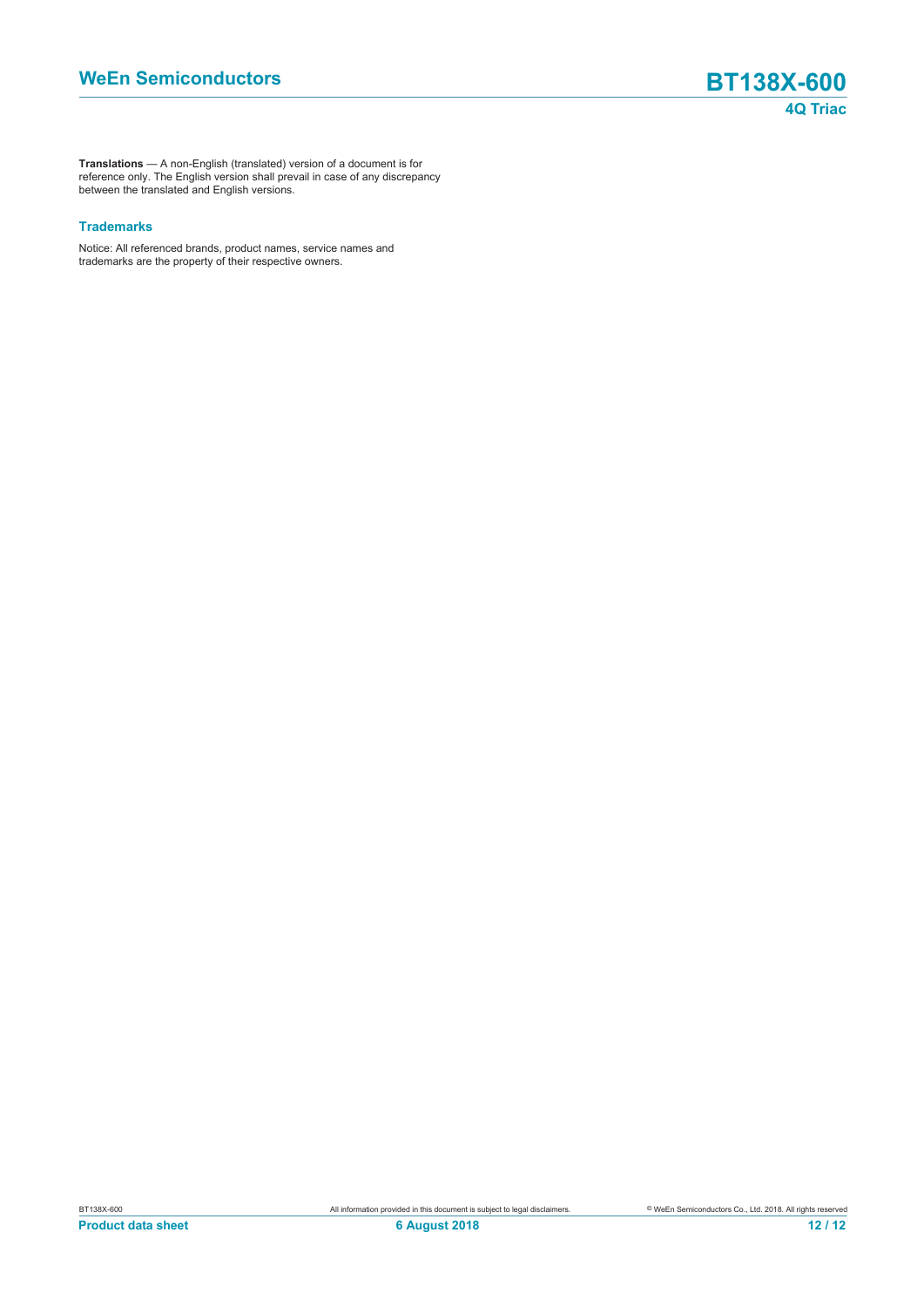**Translations** — A non-English (translated) version of a document is for reference only. The English version shall prevail in case of any discrepancy between the translated and English versions.

### Trademarks

Notice: All referenced brands, product names, service names and trademarks are the property of their respective owners.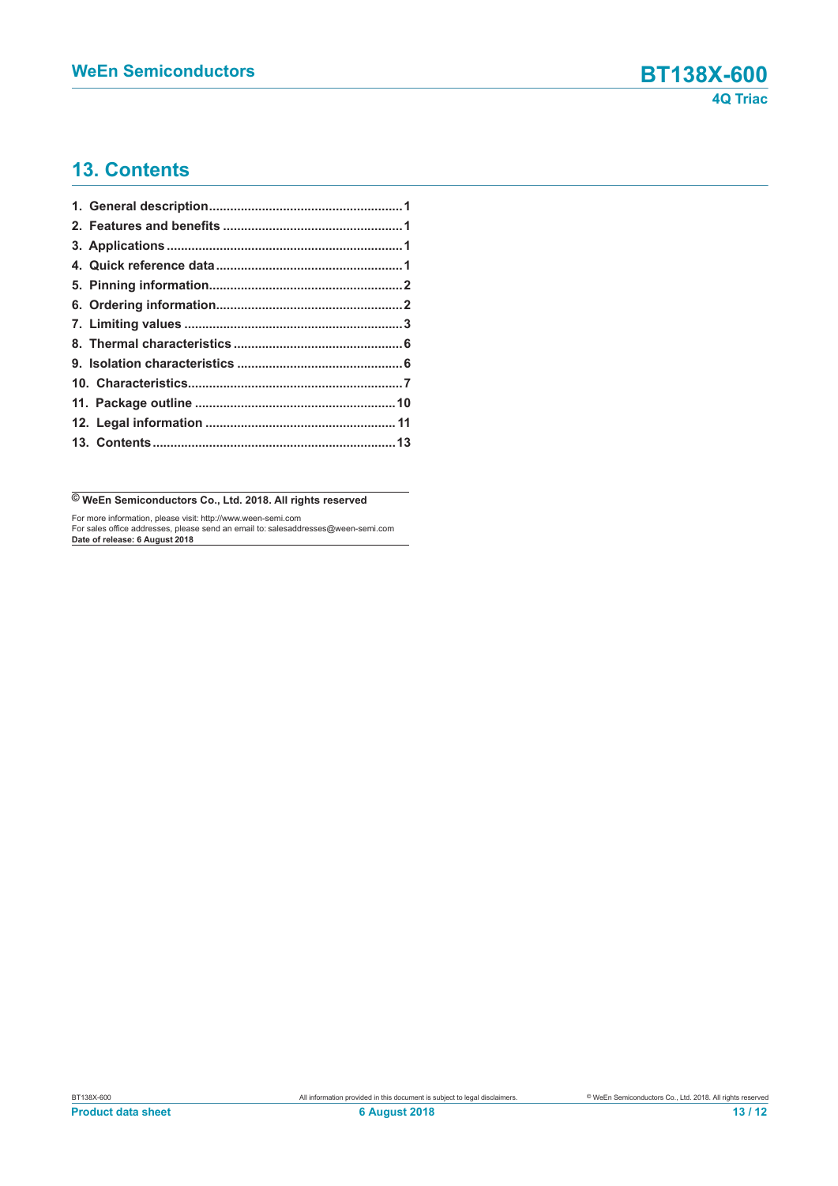## 13. Contents

1. General description........................................................1
2. Features and benefits ......................................................1
3. Applications .......................................................................1
4. Quick reference data .......................................................1
5. Pinning information...........................................................2
6. Ordering information.........................................................2
7. Limiting values ..................................................................3
8. Thermal characteristics ....................................................6
9. Isolation characteristics ...................................................6
10. Characteristics.................................................................7
11. Package outline .............................................................10
12. Legal information ..........................................................11
13. Contents .........................................................................13

**© WeEn Semiconductors Co., Ltd. 2018. All rights reserved**

For more information, please visit: http://www.ween-semi.com
For sales office addresses, please send an email to: salesaddresses@ween-semi.com
**Date of release: 6 August 2018**